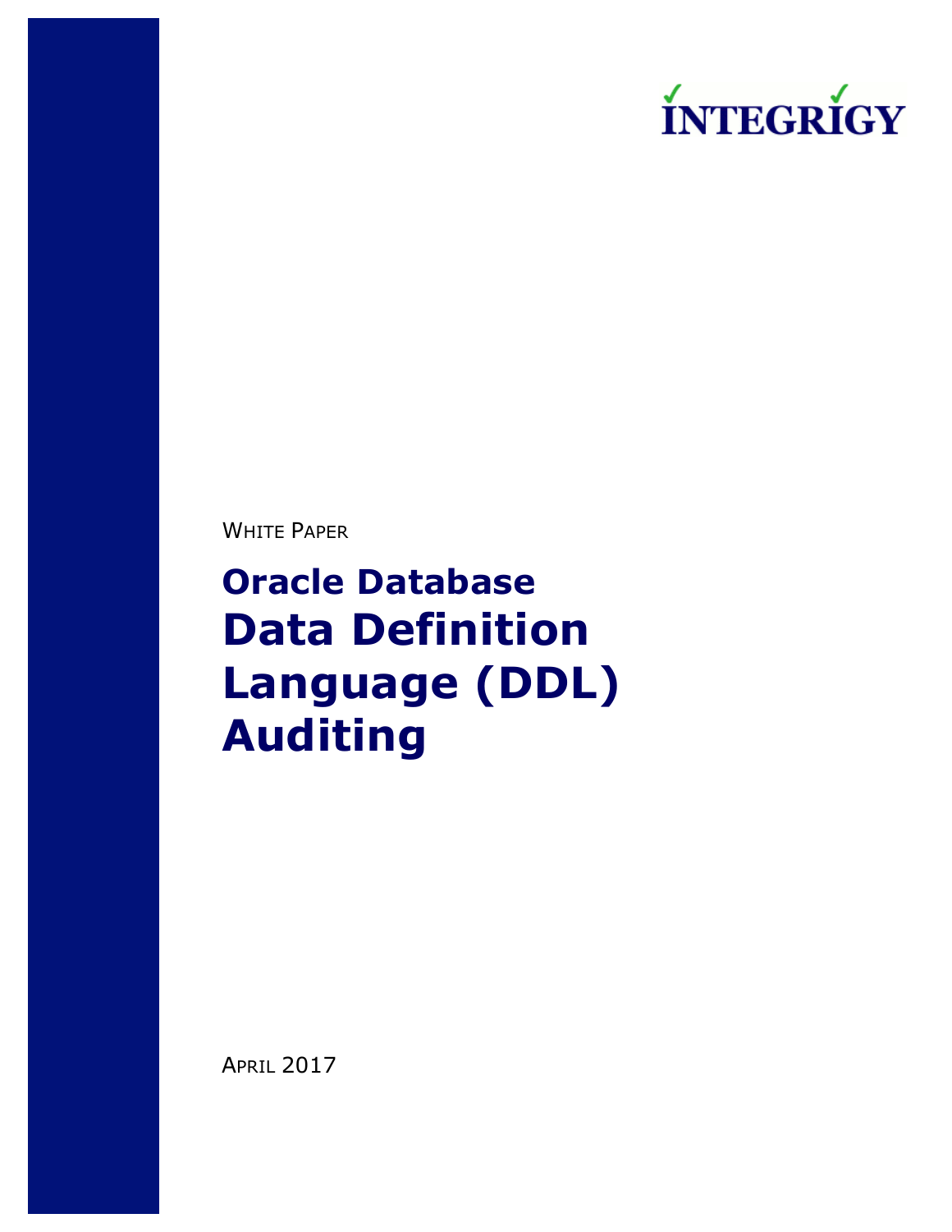INTEGRIGY

WHITE PAPER

# Oracle Database Data Definition Language (DDL) Auditing

APRIL 2017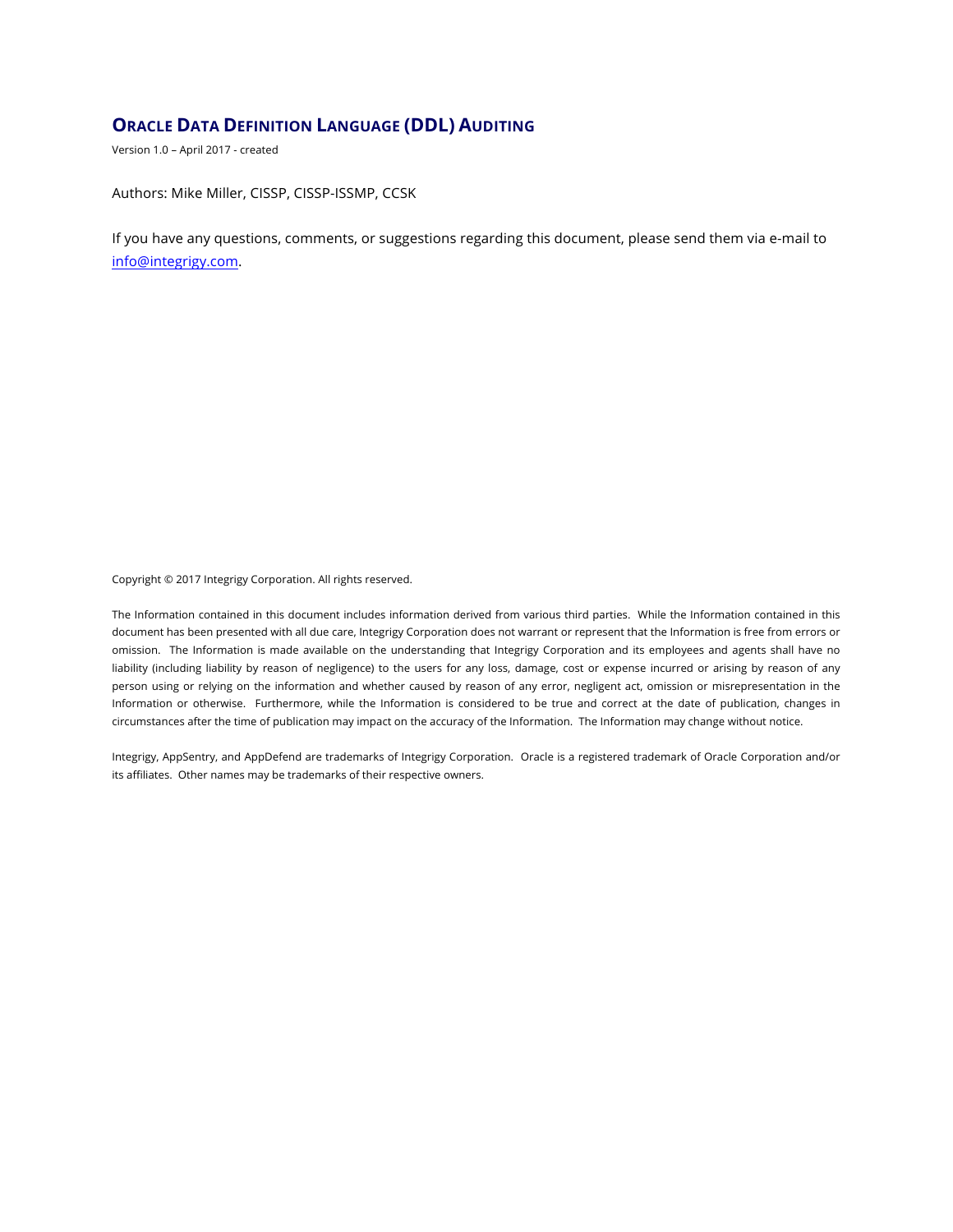# ORACLE DATA DEFINITION LANGUAGE (DDL) AUDITING

Version 1.0 – April 2017 - created

Authors: Mike Miller, CISSP, CISSP-ISSMP, CCSK

If you have any questions, comments, or suggestions regarding this document, please send them via e-mail to info@integrigy.com.

Copyright © 2017 Integrigy Corporation. All rights reserved.

The Information contained in this document includes information derived from various third parties. While the Information contained in this document has been presented with all due care, Integrigy Corporation does not warrant or represent that the Information is free from errors or omission. The Information is made available on the understanding that Integrigy Corporation and its employees and agents shall have no liability (including liability by reason of negligence) to the users for any loss, damage, cost or expense incurred or arising by reason of any person using or relying on the information and whether caused by reason of any error, negligent act, omission or misrepresentation in the Information or otherwise. Furthermore, while the Information is considered to be true and correct at the date of publication, changes in circumstances after the time of publication may impact on the accuracy of the Information. The Information may change without notice.

Integrigy, AppSentry, and AppDefend are trademarks of Integrigy Corporation. Oracle is a registered trademark of Oracle Corporation and/or its affiliates. Other names may be trademarks of their respective owners.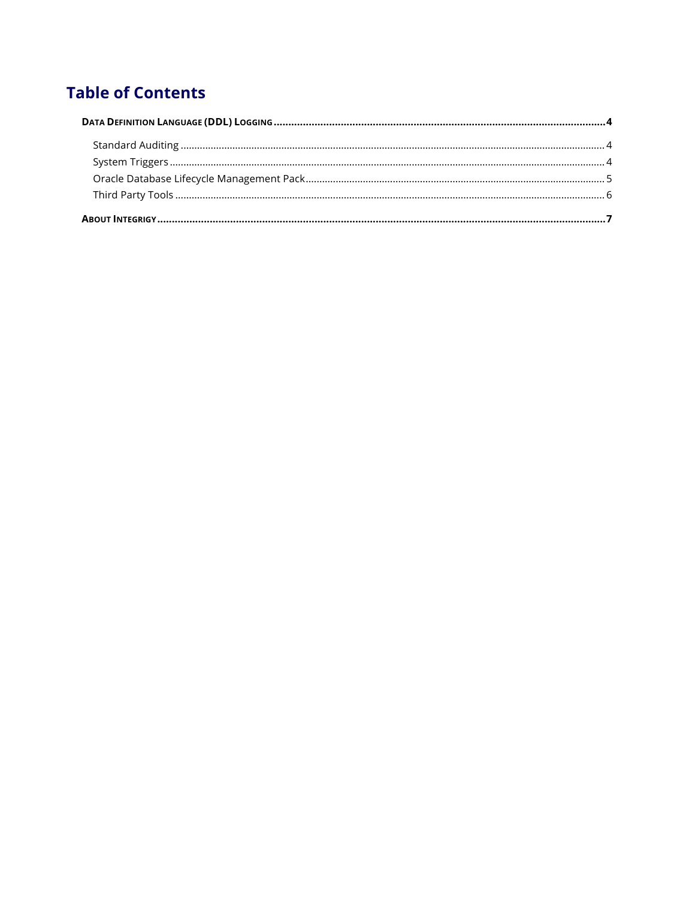# Table of Contents

**DATA DEFINITION LANGUAGE (DDL) LOGGING** .... 4

- Standard Auditing .... 4
- System Triggers .... 4
- Oracle Database Lifecycle Management Pack .... 5
- Third Party Tools .... 6

**ABOUT INTEGRIGY** .... 7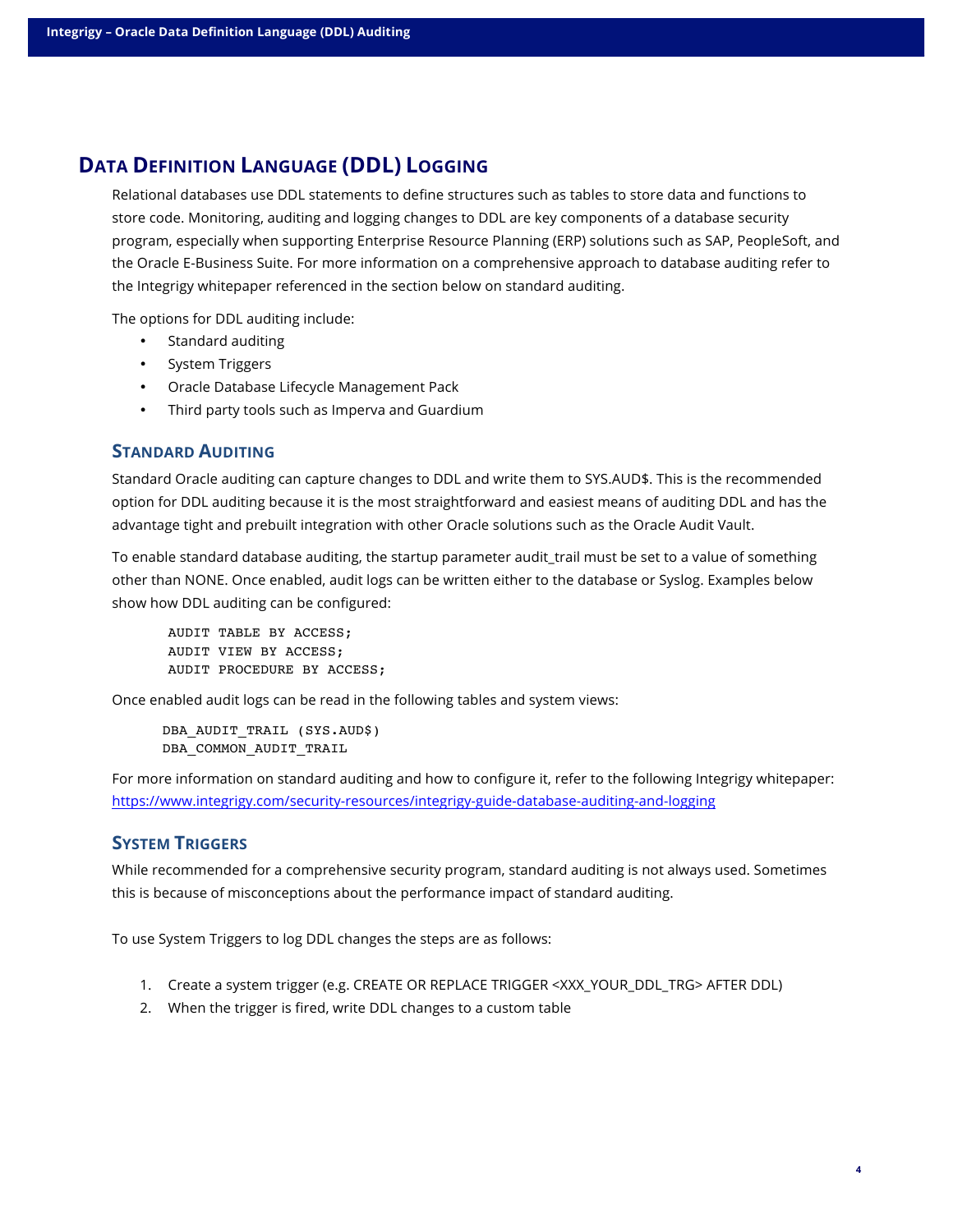# Data Definition Language (DDL) Logging

Relational databases use DDL statements to define structures such as tables to store data and functions to store code. Monitoring, auditing and logging changes to DDL are key components of a database security program, especially when supporting Enterprise Resource Planning (ERP) solutions such as SAP, PeopleSoft, and the Oracle E-Business Suite. For more information on a comprehensive approach to database auditing refer to the Integrigy whitepaper referenced in the section below on standard auditing.

The options for DDL auditing include:

- Standard auditing
- System Triggers
- Oracle Database Lifecycle Management Pack
- Third party tools such as Imperva and Guardium

## Standard Auditing

Standard Oracle auditing can capture changes to DDL and write them to SYS.AUD$. This is the recommended option for DDL auditing because it is the most straightforward and easiest means of auditing DDL and has the advantage tight and prebuilt integration with other Oracle solutions such as the Oracle Audit Vault.

To enable standard database auditing, the startup parameter audit_trail must be set to a value of something other than NONE. Once enabled, audit logs can be written either to the database or Syslog. Examples below show how DDL auditing can be configured:

```
AUDIT TABLE BY ACCESS;
AUDIT VIEW BY ACCESS;
AUDIT PROCEDURE BY ACCESS;
```

Once enabled audit logs can be read in the following tables and system views:

```
DBA_AUDIT_TRAIL (SYS.AUD$)
DBA_COMMON_AUDIT_TRAIL
```

For more information on standard auditing and how to configure it, refer to the following Integrigy whitepaper: [https://www.integrigy.com/security-resources/integrigy-guide-database-auditing-and-logging](https://www.integrigy.com/security-resources/integrigy-guide-database-auditing-and-logging)

## System Triggers

While recommended for a comprehensive security program, standard auditing is not always used. Sometimes this is because of misconceptions about the performance impact of standard auditing.

To use System Triggers to log DDL changes the steps are as follows:

1. Create a system trigger (e.g. CREATE OR REPLACE TRIGGER <XXX_YOUR_DDL_TRG> AFTER DDL)
2. When the trigger is fired, write DDL changes to a custom table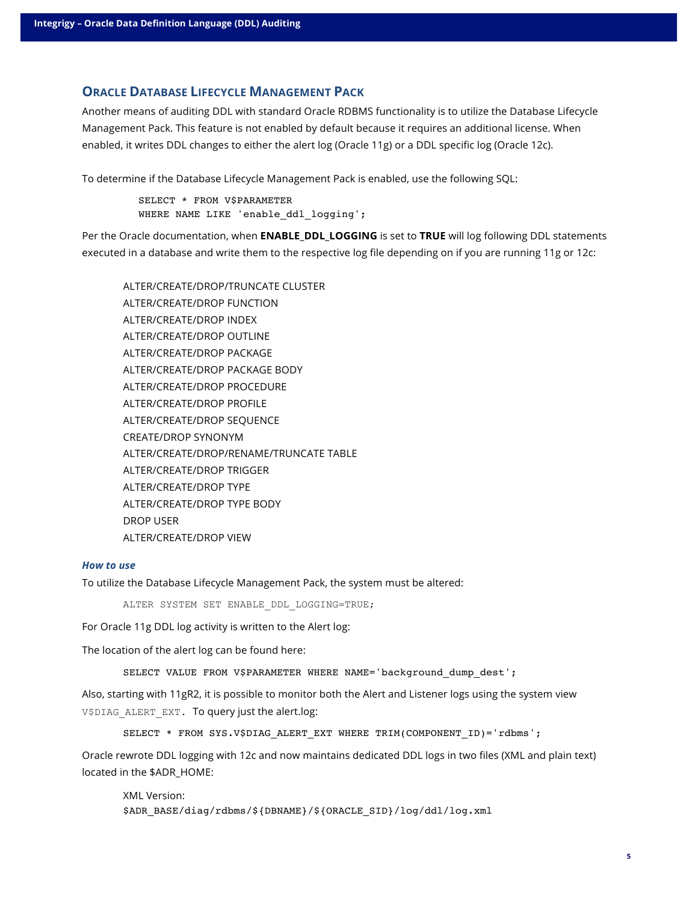## Oracle Database Lifecycle Management Pack

Another means of auditing DDL with standard Oracle RDBMS functionality is to utilize the Database Lifecycle Management Pack. This feature is not enabled by default because it requires an additional license. When enabled, it writes DDL changes to either the alert log (Oracle 11g) or a DDL specific log (Oracle 12c).

To determine if the Database Lifecycle Management Pack is enabled, use the following SQL:

```
SELECT * FROM V$PARAMETER
WHERE NAME LIKE 'enable_ddl_logging';
```

Per the Oracle documentation, when **ENABLE_DDL_LOGGING** is set to **TRUE** will log following DDL statements executed in a database and write them to the respective log file depending on if you are running 11g or 12c:

ALTER/CREATE/DROP/TRUNCATE CLUSTER
ALTER/CREATE/DROP FUNCTION
ALTER/CREATE/DROP INDEX
ALTER/CREATE/DROP OUTLINE
ALTER/CREATE/DROP PACKAGE
ALTER/CREATE/DROP PACKAGE BODY
ALTER/CREATE/DROP PROCEDURE
ALTER/CREATE/DROP PROFILE
ALTER/CREATE/DROP SEQUENCE
CREATE/DROP SYNONYM
ALTER/CREATE/DROP/RENAME/TRUNCATE TABLE
ALTER/CREATE/DROP TRIGGER
ALTER/CREATE/DROP TYPE
ALTER/CREATE/DROP TYPE BODY
DROP USER
ALTER/CREATE/DROP VIEW

***How to use***

To utilize the Database Lifecycle Management Pack, the system must be altered:

```
ALTER SYSTEM SET ENABLE_DDL_LOGGING=TRUE;
```

For Oracle 11g DDL log activity is written to the Alert log:

The location of the alert log can be found here:

```
SELECT VALUE FROM V$PARAMETER WHERE NAME='background_dump_dest';
```

Also, starting with 11gR2, it is possible to monitor both the Alert and Listener logs using the system view `V$DIAG_ALERT_EXT`. To query just the alert.log:

```
SELECT * FROM SYS.V$DIAG_ALERT_EXT WHERE TRIM(COMPONENT_ID)='rdbms';
```

Oracle rewrote DDL logging with 12c and now maintains dedicated DDL logs in two files (XML and plain text) located in the $ADR_HOME:

XML Version:
```
$ADR_BASE/diag/rdbms/${DBNAME}/${ORACLE_SID}/log/ddl/log.xml
```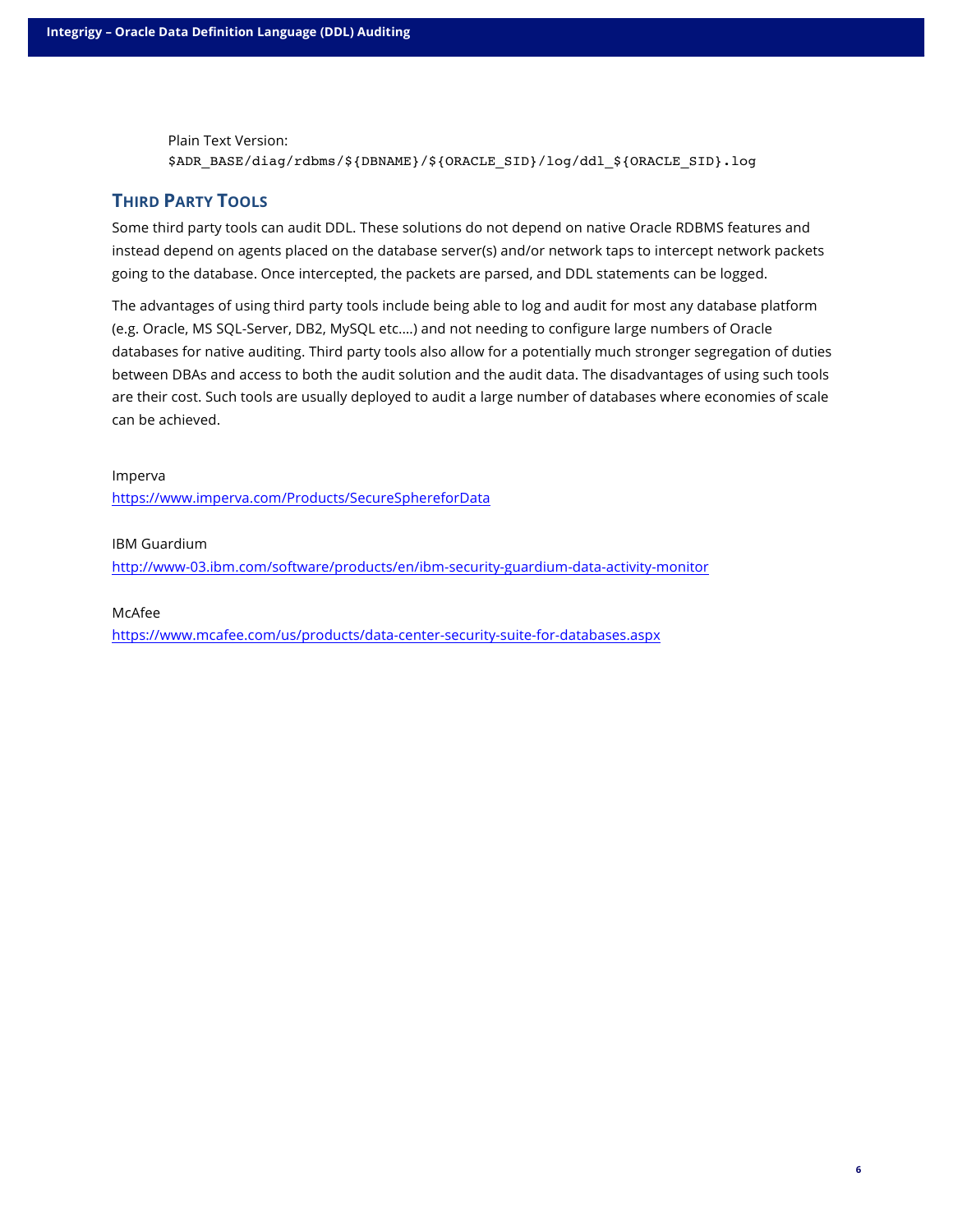Plain Text Version:

```
$ADR_BASE/diag/rdbms/${DBNAME}/${ORACLE_SID}/log/ddl_${ORACLE_SID}.log
```

## Third Party Tools

Some third party tools can audit DDL. These solutions do not depend on native Oracle RDBMS features and instead depend on agents placed on the database server(s) and/or network taps to intercept network packets going to the database. Once intercepted, the packets are parsed, and DDL statements can be logged.

The advantages of using third party tools include being able to log and audit for most any database platform (e.g. Oracle, MS SQL-Server, DB2, MySQL etc.…) and not needing to configure large numbers of Oracle databases for native auditing. Third party tools also allow for a potentially much stronger segregation of duties between DBAs and access to both the audit solution and the audit data. The disadvantages of using such tools are their cost. Such tools are usually deployed to audit a large number of databases where economies of scale can be achieved.

Imperva
https://www.imperva.com/Products/SecureSphereforData

IBM Guardium
http://www-03.ibm.com/software/products/en/ibm-security-guardium-data-activity-monitor

McAfee
https://www.mcafee.com/us/products/data-center-security-suite-for-databases.aspx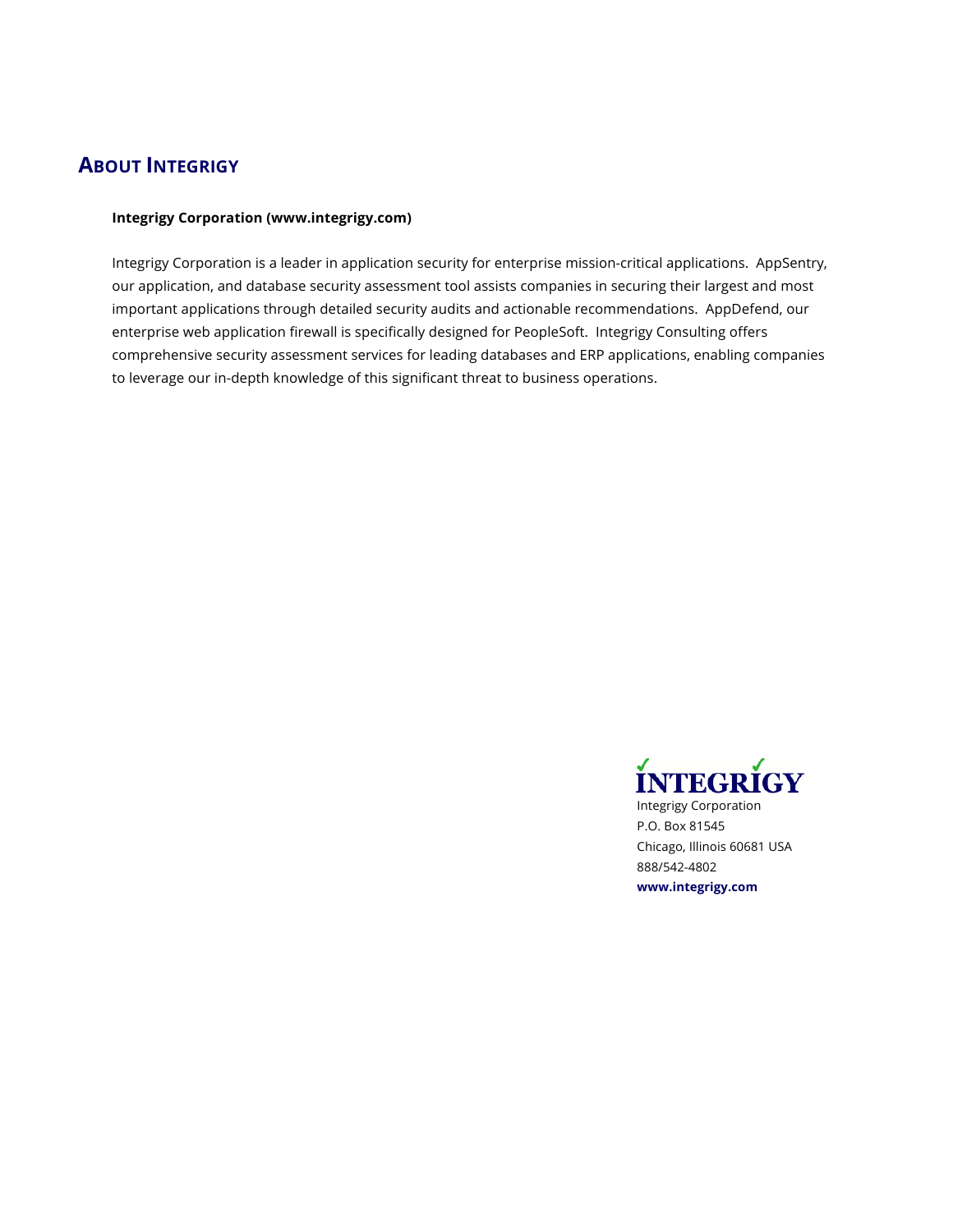## About Integrigy

**Integrigy Corporation (www.integrigy.com)**

Integrigy Corporation is a leader in application security for enterprise mission-critical applications. AppSentry, our application, and database security assessment tool assists companies in securing their largest and most important applications through detailed security audits and actionable recommendations. AppDefend, our enterprise web application firewall is specifically designed for PeopleSoft. Integrigy Consulting offers comprehensive security assessment services for leading databases and ERP applications, enabling companies to leverage our in-depth knowledge of this significant threat to business operations.

INTEGRIGY

Integrigy Corporation
P.O. Box 81545
Chicago, Illinois 60681 USA
888/542-4802
**www.integrigy.com**